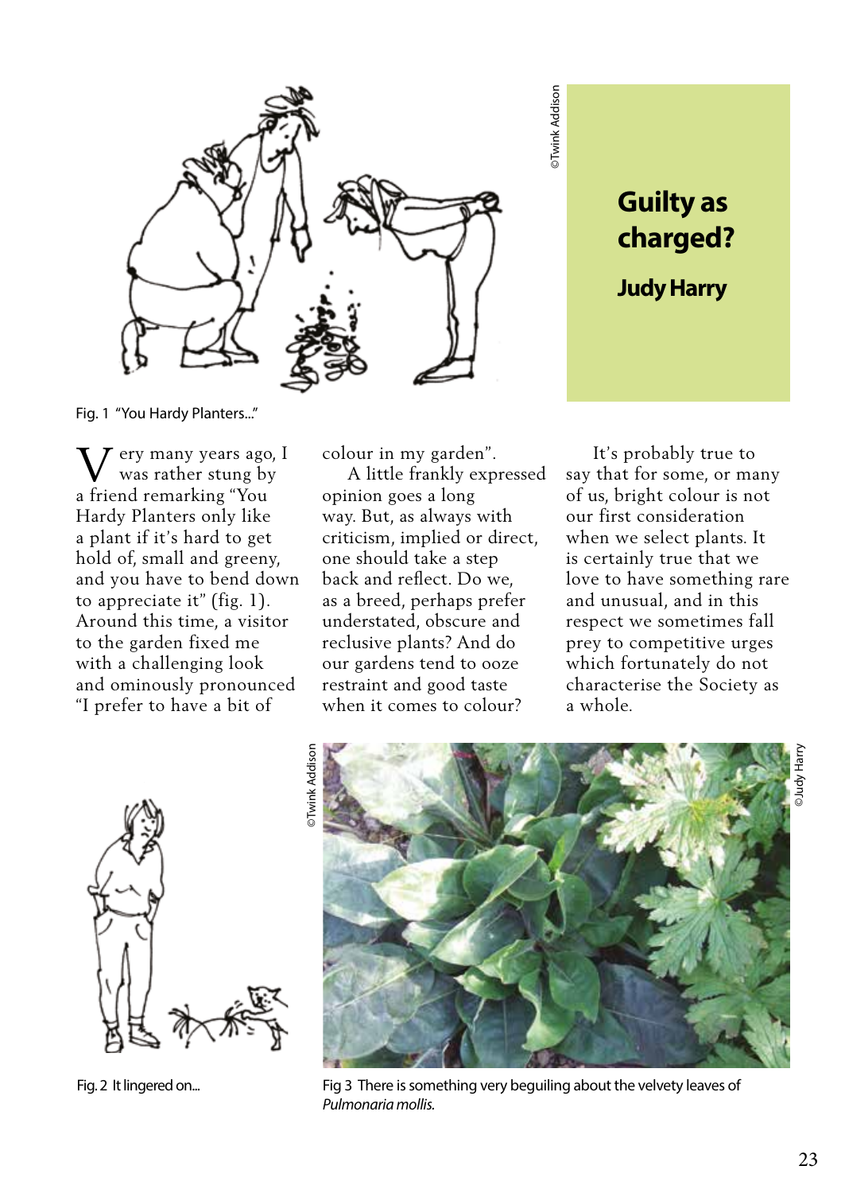# Guilty as charged?

**Judy Harry**

Fig. 1 "You Hardy Planters..."

Very many years ago, I was rather stung by a friend remarking "You Hardy Planters only like a plant if it's hard to get hold of, small and greeny, and you have to bend down to appreciate it" (fig. 1). Around this time, a visitor to the garden fixed me with a challenging look and ominously pronounced "I prefer to have a bit of colour in my garden".

A little frankly expressed opinion goes a long way. But, as always with criticism, implied or direct, one should take a step back and reflect. Do we, as a breed, perhaps prefer understated, obscure and reclusive plants? And do our gardens tend to ooze restraint and good taste when it comes to colour?

It's probably true to say that for some, or many of us, bright colour is not our first consideration when we select plants. It is certainly true that we love to have something rare and unusual, and in this respect we sometimes fall prey to competitive urges which fortunately do not characterise the Society as a whole.

Fig. 2 It lingered on...

Fig 3 There is something very beguiling about the velvety leaves of *Pulmonaria mollis.*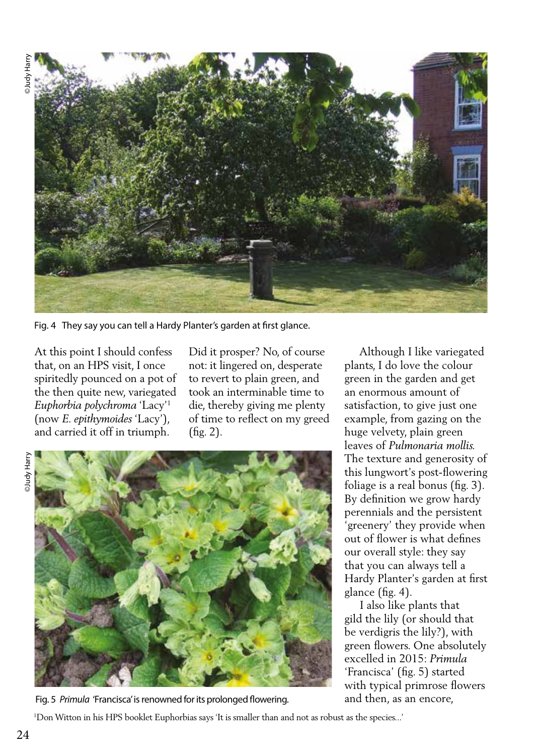Fig. 4 They say you can tell a Hardy Planter's garden at first glance.

At this point I should confess that, on an HPS visit, I once spiritedly pounced on a pot of the then quite new, variegated *Euphorbia polychroma* 'Lacy'[1] (now *E. epithymoides* 'Lacy'), and carried it off in triumph. Did it prosper? No, of course not: it lingered on, desperate to revert to plain green, and took an interminable time to die, thereby giving me plenty of time to reflect on my greed (fig. 2).

Fig. 5 *Primula* 'Francisca' is renowned for its prolonged flowering.

Although I like variegated plants, I do love the colour green in the garden and get an enormous amount of satisfaction, to give just one example, from gazing on the huge velvety, plain green leaves of *Pulmonaria mollis*. The texture and generosity of this lungwort's post-flowering foliage is a real bonus (fig. 3). By definition we grow hardy perennials and the persistent 'greenery' they provide when out of flower is what defines our overall style: they say that you can always tell a Hardy Planter's garden at first glance (fig. 4).

I also like plants that gild the lily (or should that be verdigris the lily?), with green flowers. One absolutely excelled in 2015: *Primula* 'Francisca' (fig. 5) started with typical primrose flowers and then, as an encore,

[1]Don Witton in his HPS booklet Euphorbias says 'It is smaller than and not as robust as the species...'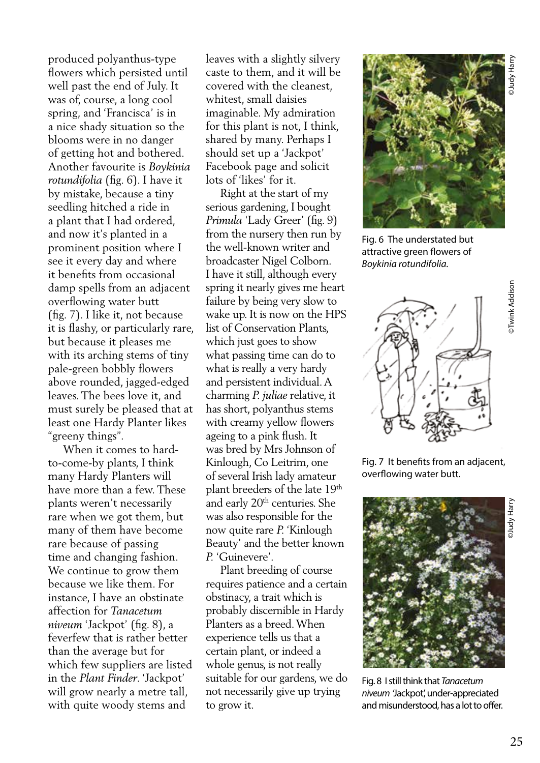produced polyanthus-type flowers which persisted until well past the end of July. It was of, course, a long cool spring, and 'Francisca' is in a nice shady situation so the blooms were in no danger of getting hot and bothered. Another favourite is *Boykinia rotundifolia* (fig. 6). I have it by mistake, because a tiny seedling hitched a ride in a plant that I had ordered, and now it's planted in a prominent position where I see it every day and where it benefits from occasional damp spells from an adjacent overflowing water butt (fig. 7). I like it, not because it is flashy, or particularly rare, but because it pleases me with its arching stems of tiny pale-green bobbly flowers above rounded, jagged-edged leaves. The bees love it, and must surely be pleased that at least one Hardy Planter likes "greeny things".

When it comes to hard-to-come-by plants, I think many Hardy Planters will have more than a few. These plants weren't necessarily rare when we got them, but many of them have become rare because of passing time and changing fashion. We continue to grow them because we like them. For instance, I have an obstinate affection for *Tanacetum niveum* 'Jackpot' (fig. 8), a feverfew that is rather better than the average but for which few suppliers are listed in the *Plant Finder*. 'Jackpot' will grow nearly a metre tall, with quite woody stems and leaves with a slightly silvery caste to them, and it will be covered with the cleanest, whitest, small daisies imaginable. My admiration for this plant is not, I think, shared by many. Perhaps I should set up a 'Jackpot' Facebook page and solicit lots of 'likes' for it.

Right at the start of my serious gardening, I bought *Primula* 'Lady Greer' (fig. 9) from the nursery then run by the well-known writer and broadcaster Nigel Colborn. I have it still, although every spring it nearly gives me heart failure by being very slow to wake up. It is now on the HPS list of Conservation Plants, which just goes to show what passing time can do to what is really a very hardy and persistent individual. A charming *P. juliae* relative, it has short, polyanthus stems with creamy yellow flowers ageing to a pink flush. It was bred by Mrs Johnson of Kinlough, Co Leitrim, one of several Irish lady amateur plant breeders of the late 19th and early 20th centuries. She was also responsible for the now quite rare *P.* 'Kinlough Beauty' and the better known *P.* 'Guinevere'.

Plant breeding of course requires patience and a certain obstinacy, a trait which is probably discernible in Hardy Planters as a breed. When experience tells us that a certain plant, or indeed a whole genus, is not really suitable for our gardens, we do not necessarily give up trying to grow it.

©Judy Harry

Fig. 6 The understated but attractive green flowers of *Boykinia rotundifolia*.

©Twink Addison

Fig. 7 It benefits from an adjacent, overflowing water butt.

©Judy Harry

Fig. 8 I still think that *Tanacetum niveum* 'Jackpot', under-appreciated and misunderstood, has a lot to offer.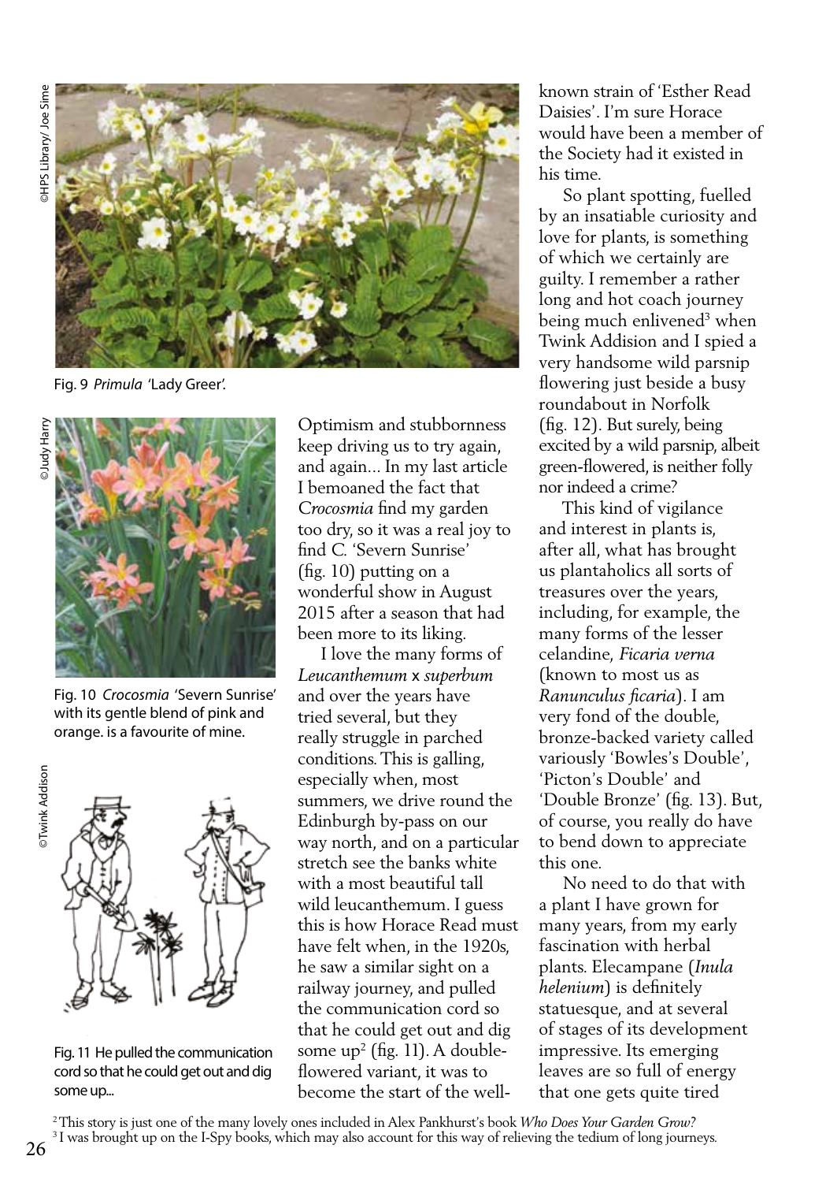Fig. 9 *Primula* 'Lady Greer'.

Fig. 10 *Crocosmia* 'Severn Sunrise' with its gentle blend of pink and orange. is a favourite of mine.

Fig. 11 He pulled the communication cord so that he could get out and dig some up...

Optimism and stubbornness keep driving us to try again, and again... In my last article I bemoaned the fact that *Crocosmia* find my garden too dry, so it was a real joy to find C. 'Severn Sunrise' (fig. 10) putting on a wonderful show in August 2015 after a season that had been more to its liking.

I love the many forms of *Leucanthemum* x *superbum* and over the years have tried several, but they really struggle in parched conditions. This is galling, especially when, most summers, we drive round the Edinburgh by-pass on our way north, and on a particular stretch see the banks white with a most beautiful tall wild leucanthemum. I guess this is how Horace Read must have felt when, in the 1920s, he saw a similar sight on a railway journey, and pulled the communication cord so that he could get out and dig some up[2] (fig. 11). A double-flowered variant, it was to become the start of the well-known strain of 'Esther Read Daisies'. I'm sure Horace would have been a member of the Society had it existed in his time.

So plant spotting, fuelled by an insatiable curiosity and love for plants, is something of which we certainly are guilty. I remember a rather long and hot coach journey being much enlivened[3] when Twink Addision and I spied a very handsome wild parsnip flowering just beside a busy roundabout in Norfolk (fig. 12). But surely, being excited by a wild parsnip, albeit green-flowered, is neither folly nor indeed a crime?

This kind of vigilance and interest in plants is, after all, what has brought us plantaholics all sorts of treasures over the years, including, for example, the many forms of the lesser celandine, *Ficaria verna* (known to most us as *Ranunculus ficaria*). I am very fond of the double, bronze-backed variety called variously 'Bowles's Double', 'Picton's Double' and 'Double Bronze' (fig. 13). But, of course, you really do have to bend down to appreciate this one.

No need to do that with a plant I have grown for many years, from my early fascination with herbal plants. Elecampane (*Inula helenium*) is definitely statuesque, and at several of stages of its development impressive. Its emerging leaves are so full of energy that one gets quite tired

[2] This story is just one of the many lovely ones included in Alex Pankhurst's book *Who Does Your Garden Grow?*

[3] I was brought up on the I-Spy books, which may also account for this way of relieving the tedium of long journeys.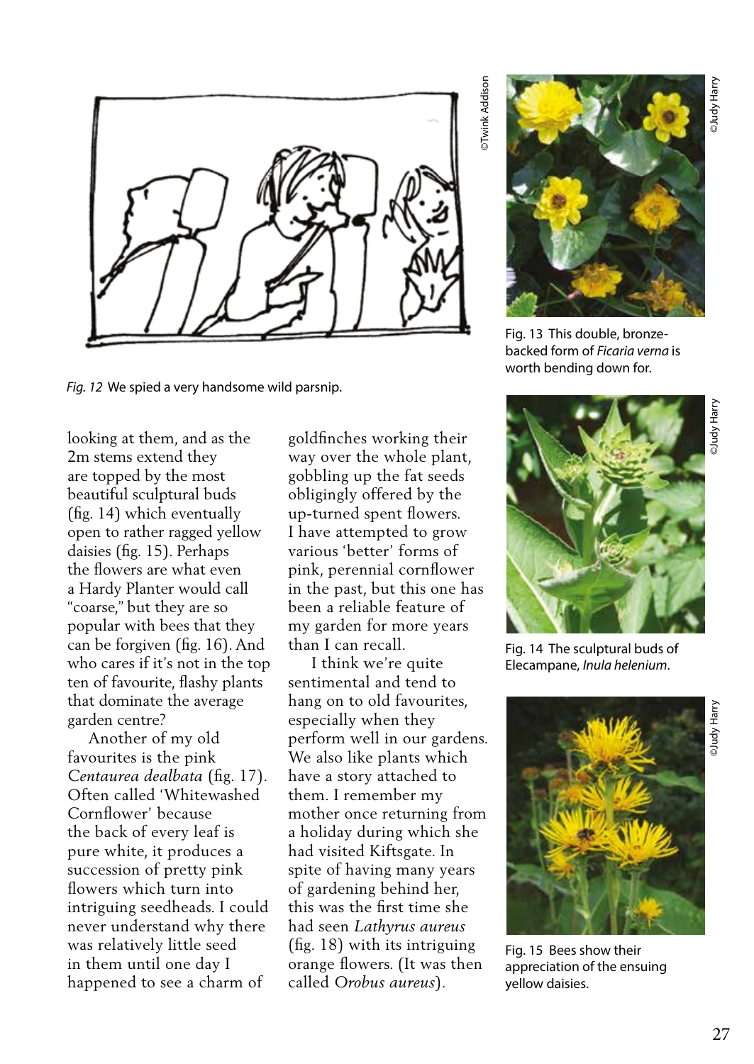Fig. 12 We spied a very handsome wild parsnip.

Fig. 13 This double, bronze-backed form of *Ficaria verna* is worth bending down for.

Fig. 14 The sculptural buds of Elecampane, *Inula helenium*.

Fig. 15 Bees show their appreciation of the ensuing yellow daisies.

looking at them, and as the 2m stems extend they are topped by the most beautiful sculptural buds (fig. 14) which eventually open to rather ragged yellow daisies (fig. 15). Perhaps the flowers are what even a Hardy Planter would call "coarse," but they are so popular with bees that they can be forgiven (fig. 16). And who cares if it's not in the top ten of favourite, flashy plants that dominate the average garden centre?

Another of my old favourites is the pink *Centaurea dealbata* (fig. 17). Often called 'Whitewashed Cornflower' because the back of every leaf is pure white, it produces a succession of pretty pink flowers which turn into intriguing seedheads. I could never understand why there was relatively little seed in them until one day I happened to see a charm of goldfinches working their way over the whole plant, gobbling up the fat seeds obligingly offered by the up-turned spent flowers. I have attempted to grow various 'better' forms of pink, perennial cornflower in the past, but this one has been a reliable feature of my garden for more years than I can recall.

I think we're quite sentimental and tend to hang on to old favourites, especially when they perform well in our gardens. We also like plants which have a story attached to them. I remember my mother once returning from a holiday during which she had visited Kiftsgate. In spite of having many years of gardening behind her, this was the first time she had seen *Lathyrus aureus* (fig. 18) with its intriguing orange flowers. (It was then called *Orobus aureus*).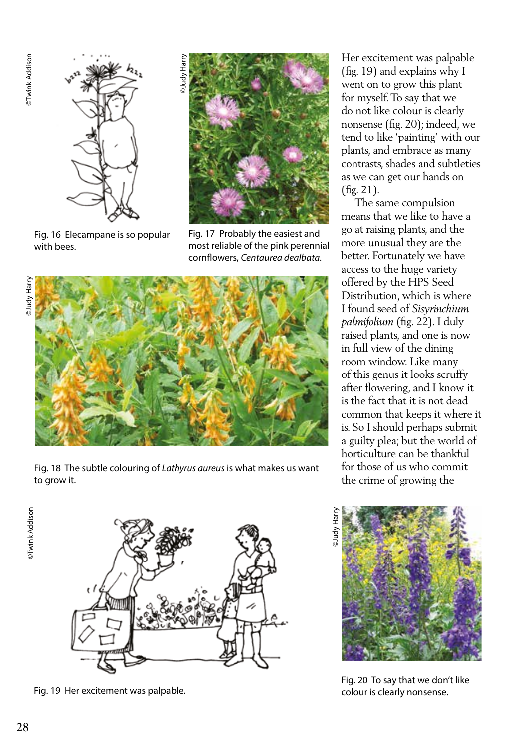Fig. 16 Elecampane is so popular with bees.

Fig. 17 Probably the easiest and most reliable of the pink perennial cornflowers, *Centaurea dealbata*.

Fig. 18 The subtle colouring of *Lathyrus aureus* is what makes us want to grow it.

Her excitement was palpable (fig. 19) and explains why I went on to grow this plant for myself. To say that we do not like colour is clearly nonsense (fig. 20); indeed, we tend to like 'painting' with our plants, and embrace as many contrasts, shades and subtleties as we can get our hands on (fig. 21).

The same compulsion means that we like to have a go at raising plants, and the more unusual they are the better. Fortunately we have access to the huge variety offered by the HPS Seed Distribution, which is where I found seed of *Sisyrinchium palmifolium* (fig. 22). I duly raised plants, and one is now in full view of the dining room window. Like many of this genus it looks scruffy after flowering, and I know it is the fact that it is not dead common that keeps it where it is. So I should perhaps submit a guilty plea; but the world of horticulture can be thankful for those of us who commit the crime of growing the

Fig. 19 Her excitement was palpable.

Fig. 20 To say that we don't like colour is clearly nonsense.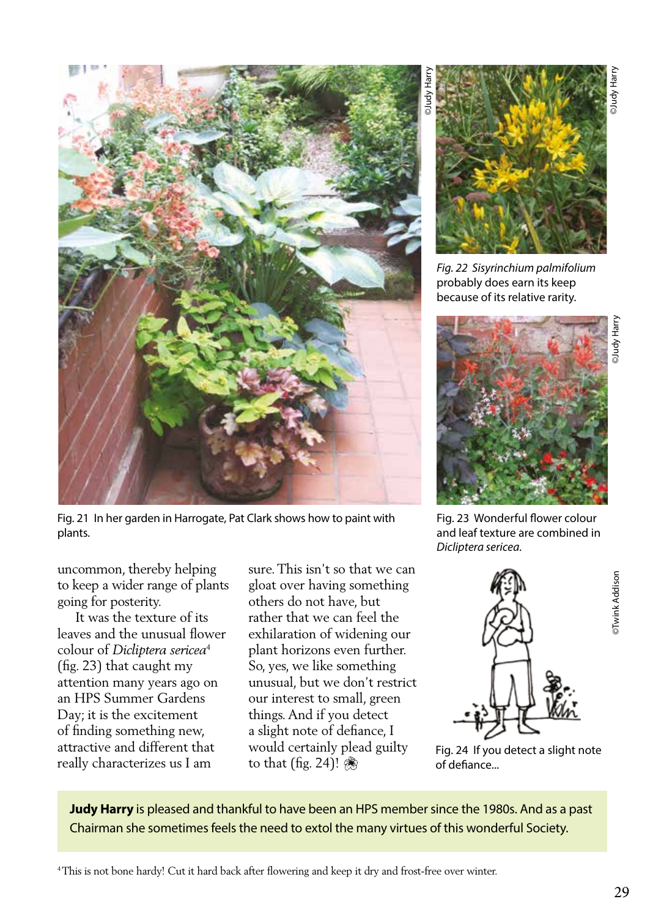Fig. 21 In her garden in Harrogate, Pat Clark shows how to paint with plants.

Fig. 22 *Sisyrinchium palmifolium* probably does earn its keep because of its relative rarity.

Fig. 23 Wonderful flower colour and leaf texture are combined in *Dicliptera sericea*.

Fig. 24 If you detect a slight note of defiance...

uncommon, thereby helping to keep a wider range of plants going for posterity.

It was the texture of its leaves and the unusual flower colour of *Dicliptera sericea*[4] (fig. 23) that caught my attention many years ago on an HPS Summer Gardens Day; it is the excitement of finding something new, attractive and different that really characterizes us I am sure. This isn't so that we can gloat over having something others do not have, but rather that we can feel the exhilaration of widening our plant horizons even further. So, yes, we like something unusual, but we don't restrict our interest to small, green things. And if you detect a slight note of defiance, I would certainly plead guilty to that (fig. 24)!

**Judy Harry** is pleased and thankful to have been an HPS member since the 1980s. And as a past Chairman she sometimes feels the need to extol the many virtues of this wonderful Society.

[4] This is not bone hardy! Cut it hard back after flowering and keep it dry and frost-free over winter.